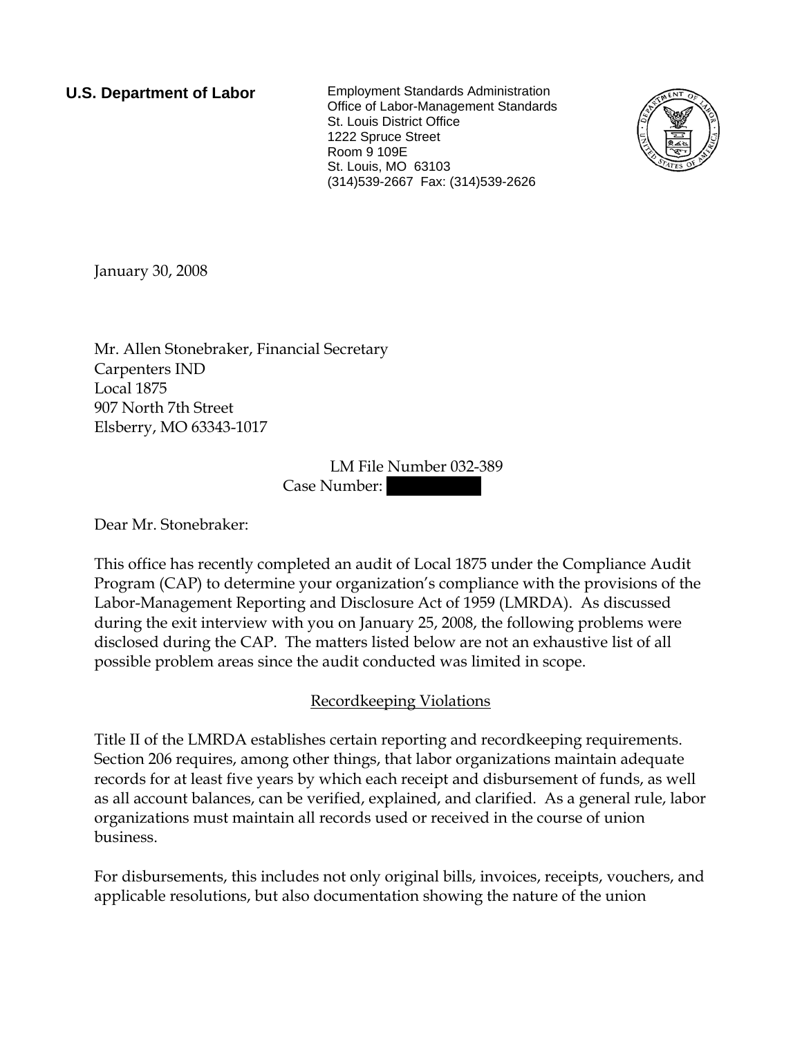**U.S. Department of Labor**

Employment Standards Administration
Office of Labor-Management Standards
St. Louis District Office
1222 Spruce Street
Room 9 109E
St. Louis, MO 63103
(314)539-2667 Fax: (314)539-2626

January 30, 2008

Mr. Allen Stonebraker, Financial Secretary
Carpenters IND
Local 1875
907 North 7th Street
Elsberry, MO 63343-1017

LM File Number 032-389
Case Number: [REDACTED]

Dear Mr. Stonebraker:

This office has recently completed an audit of Local 1875 under the Compliance Audit Program (CAP) to determine your organization's compliance with the provisions of the Labor-Management Reporting and Disclosure Act of 1959 (LMRDA). As discussed during the exit interview with you on January 25, 2008, the following problems were disclosed during the CAP. The matters listed below are not an exhaustive list of all possible problem areas since the audit conducted was limited in scope.

## Recordkeeping Violations

Title II of the LMRDA establishes certain reporting and recordkeeping requirements. Section 206 requires, among other things, that labor organizations maintain adequate records for at least five years by which each receipt and disbursement of funds, as well as all account balances, can be verified, explained, and clarified. As a general rule, labor organizations must maintain all records used or received in the course of union business.

For disbursements, this includes not only original bills, invoices, receipts, vouchers, and applicable resolutions, but also documentation showing the nature of the union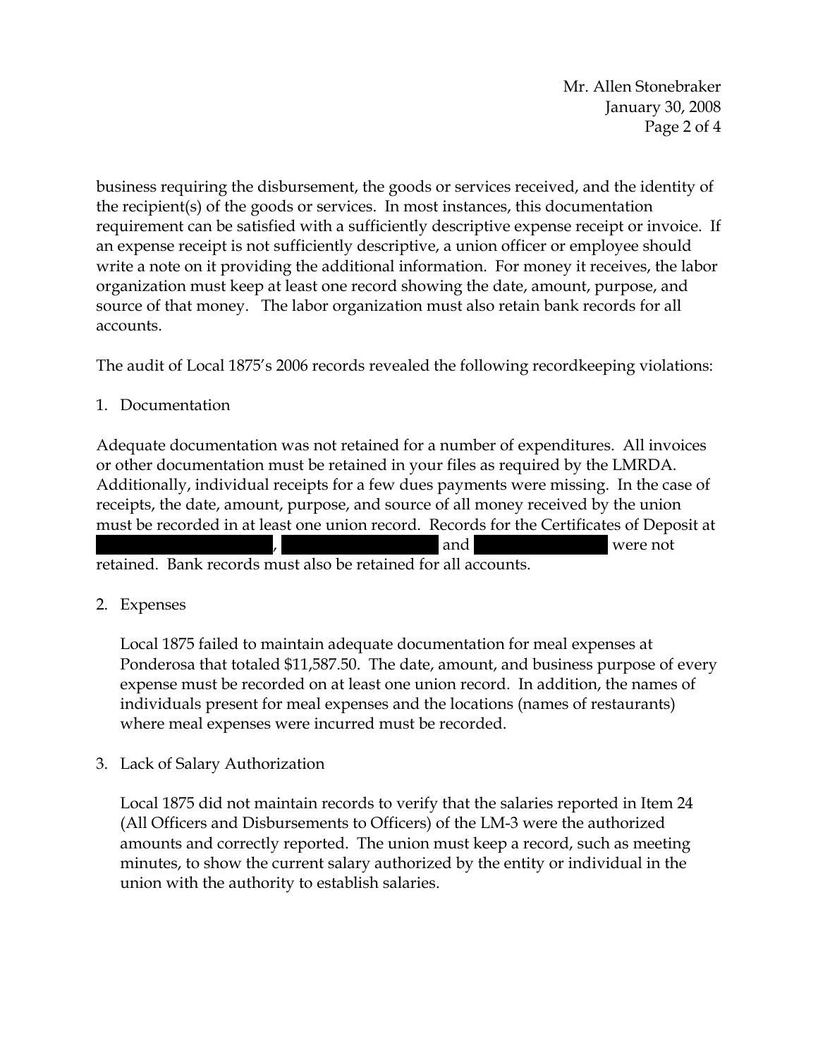business requiring the disbursement, the goods or services received, and the identity of the recipient(s) of the goods or services. In most instances, this documentation requirement can be satisfied with a sufficiently descriptive expense receipt or invoice. If an expense receipt is not sufficiently descriptive, a union officer or employee should write a note on it providing the additional information. For money it receives, the labor organization must keep at least one record showing the date, amount, purpose, and source of that money. The labor organization must also retain bank records for all accounts.

The audit of Local 1875's 2006 records revealed the following recordkeeping violations:

1. Documentation

Adequate documentation was not retained for a number of expenditures. All invoices or other documentation must be retained in your files as required by the LMRDA. Additionally, individual receipts for a few dues payments were missing. In the case of receipts, the date, amount, purpose, and source of all money received by the union must be recorded in at least one union record. Records for the Certificates of Deposit at [REDACTED], [REDACTED] and [REDACTED] were not retained. Bank records must also be retained for all accounts.

2. Expenses

   Local 1875 failed to maintain adequate documentation for meal expenses at Ponderosa that totaled $11,587.50. The date, amount, and business purpose of every expense must be recorded on at least one union record. In addition, the names of individuals present for meal expenses and the locations (names of restaurants) where meal expenses were incurred must be recorded.

3. Lack of Salary Authorization

   Local 1875 did not maintain records to verify that the salaries reported in Item 24 (All Officers and Disbursements to Officers) of the LM-3 were the authorized amounts and correctly reported. The union must keep a record, such as meeting minutes, to show the current salary authorized by the entity or individual in the union with the authority to establish salaries.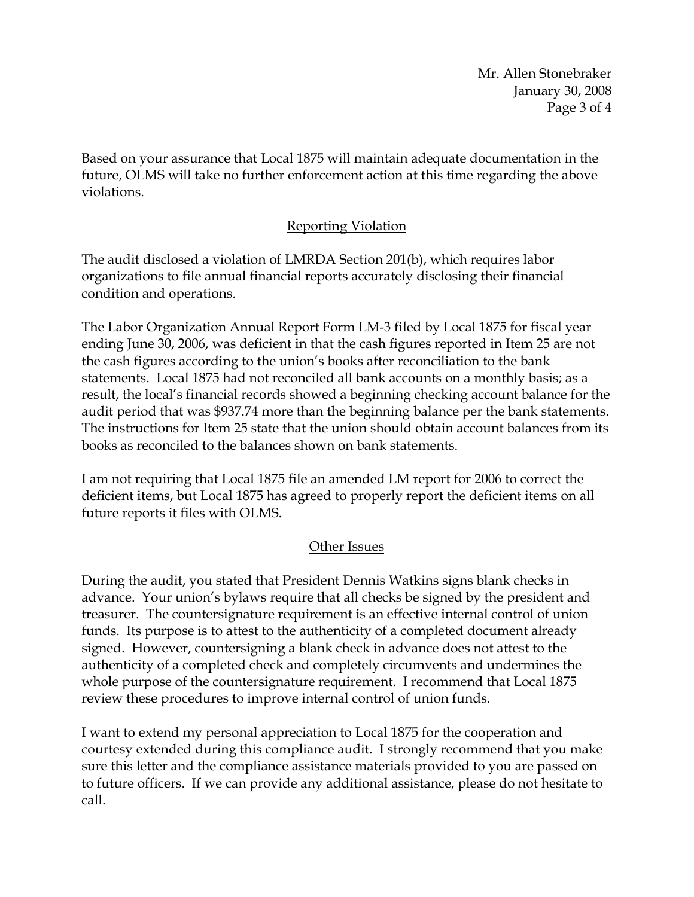Based on your assurance that Local 1875 will maintain adequate documentation in the future, OLMS will take no further enforcement action at this time regarding the above violations.

## Reporting Violation

The audit disclosed a violation of LMRDA Section 201(b), which requires labor organizations to file annual financial reports accurately disclosing their financial condition and operations.

The Labor Organization Annual Report Form LM-3 filed by Local 1875 for fiscal year ending June 30, 2006, was deficient in that the cash figures reported in Item 25 are not the cash figures according to the union's books after reconciliation to the bank statements. Local 1875 had not reconciled all bank accounts on a monthly basis; as a result, the local's financial records showed a beginning checking account balance for the audit period that was $937.74 more than the beginning balance per the bank statements. The instructions for Item 25 state that the union should obtain account balances from its books as reconciled to the balances shown on bank statements.

I am not requiring that Local 1875 file an amended LM report for 2006 to correct the deficient items, but Local 1875 has agreed to properly report the deficient items on all future reports it files with OLMS.

## Other Issues

During the audit, you stated that President Dennis Watkins signs blank checks in advance. Your union's bylaws require that all checks be signed by the president and treasurer. The countersignature requirement is an effective internal control of union funds. Its purpose is to attest to the authenticity of a completed document already signed. However, countersigning a blank check in advance does not attest to the authenticity of a completed check and completely circumvents and undermines the whole purpose of the countersignature requirement. I recommend that Local 1875 review these procedures to improve internal control of union funds.

I want to extend my personal appreciation to Local 1875 for the cooperation and courtesy extended during this compliance audit. I strongly recommend that you make sure this letter and the compliance assistance materials provided to you are passed on to future officers. If we can provide any additional assistance, please do not hesitate to call.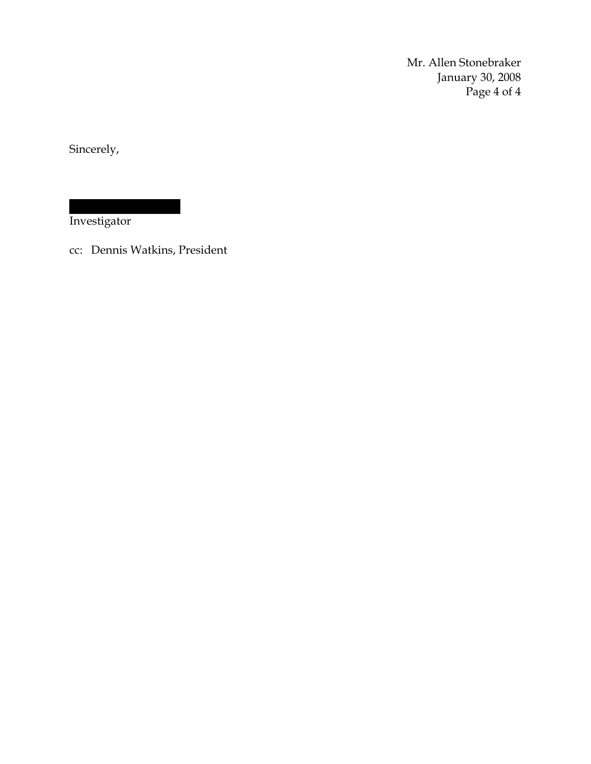Sincerely,

Investigator

cc: Dennis Watkins, President